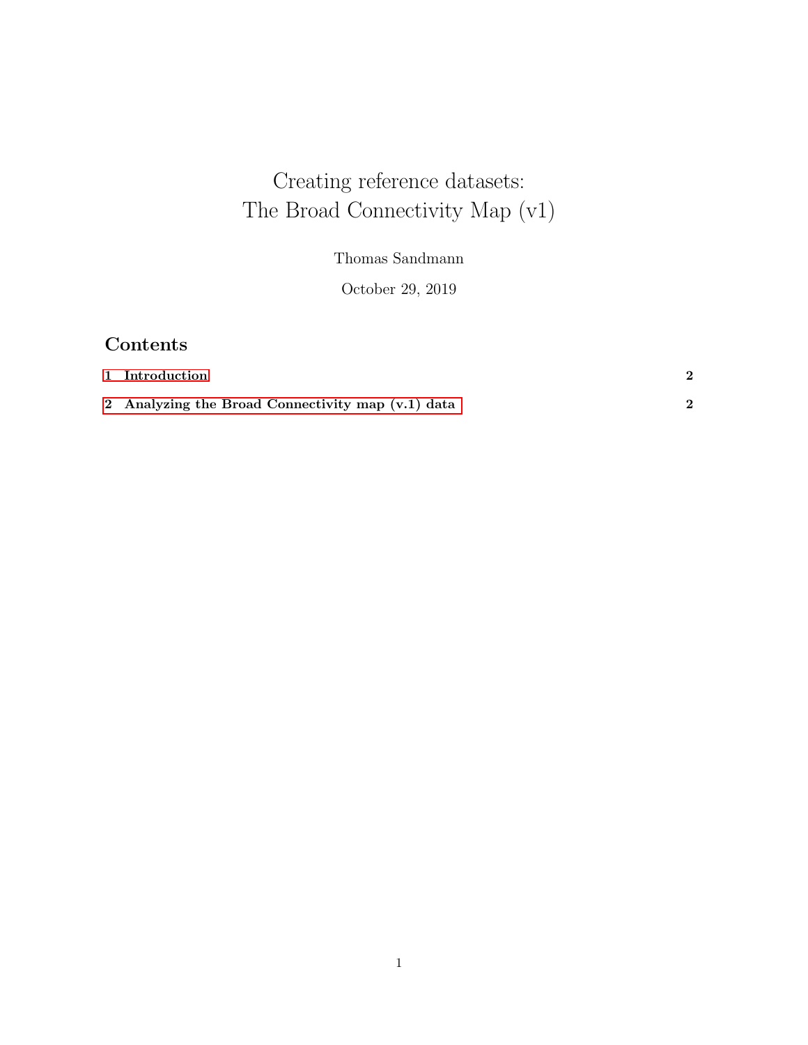# Creating reference datasets: The Broad Connectivity Map (v1)

Thomas Sandmann

October 29, 2019

## Contents

1 Introduction 2

2 Analyzing the Broad Connectivity map (v.1) data 2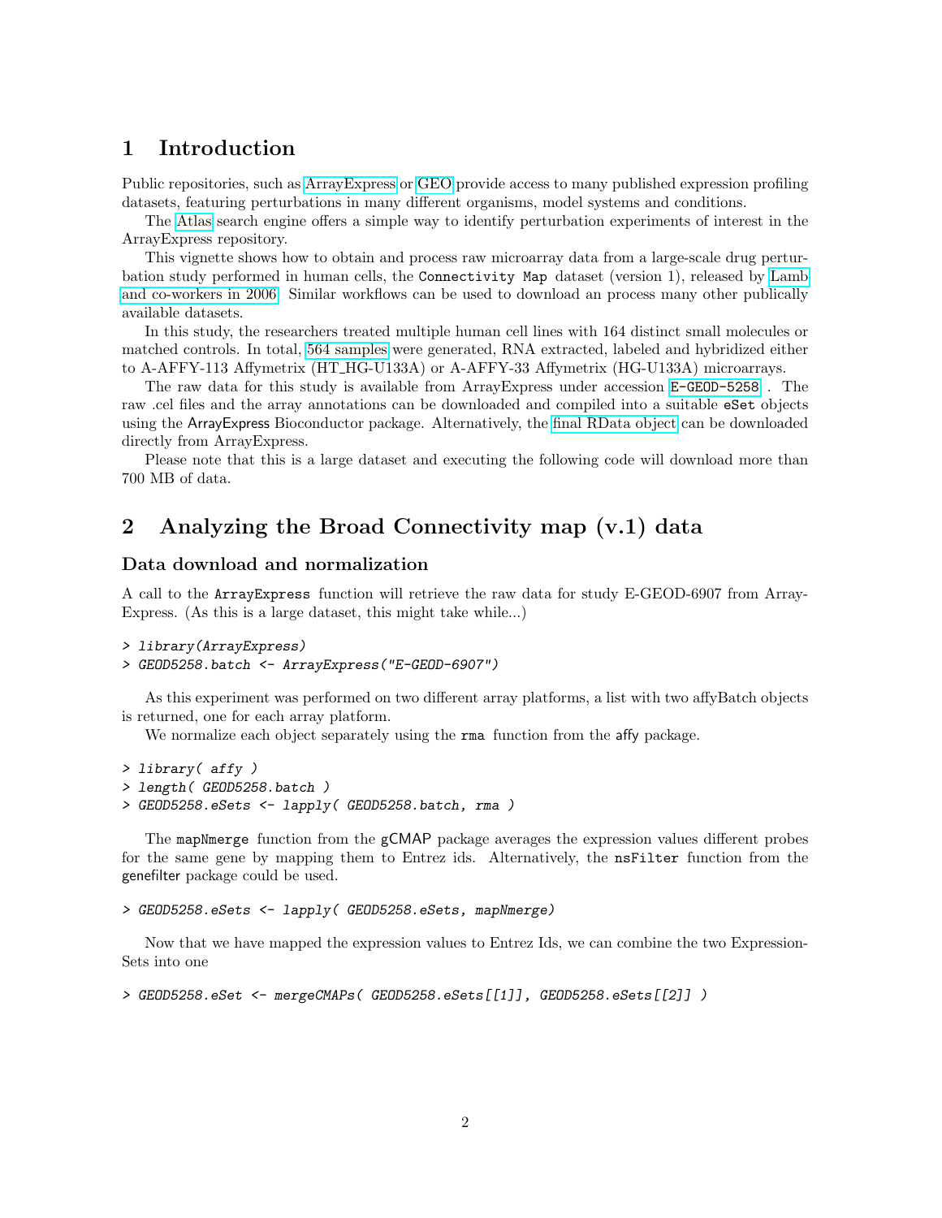# 1 Introduction

Public repositories, such as ArrayExpress or GEO provide access to many published expression profiling datasets, featuring perturbations in many different organisms, model systems and conditions.

The Atlas search engine offers a simple way to identify perturbation experiments of interest in the ArrayExpress repository.

This vignette shows how to obtain and process raw microarray data from a large-scale drug perturbation study performed in human cells, the `Connectivity Map` dataset (version 1), released by Lamb and co-workers in 2006. Similar workflows can be used to download an process many other publically available datasets.

In this study, the researchers treated multiple human cell lines with 164 distinct small molecules or matched controls. In total, 564 samples were generated, RNA extracted, labeled and hybridized either to A-AFFY-113 Affymetrix (HT_HG-U133A) or A-AFFY-33 Affymetrix (HG-U133A) microarrays.

The raw data for this study is available from ArrayExpress under accession `E-GEOD-5258` . The raw .cel files and the array annotations can be downloaded and compiled into a suitable `eSet` objects using the ArrayExpress Bioconductor package. Alternatively, the final RData object can be downloaded directly from ArrayExpress.

Please note that this is a large dataset and executing the following code will download more than 700 MB of data.

# 2 Analyzing the Broad Connectivity map (v.1) data

## Data download and normalization

A call to the `ArrayExpress` function will retrieve the raw data for study E-GEOD-6907 from ArrayExpress. (As this is a large dataset, this might take while...)

```
> library(ArrayExpress)
> GEOD5258.batch <- ArrayExpress("E-GEOD-6907")
```

As this experiment was performed on two different array platforms, a list with two affyBatch objects is returned, one for each array platform.

We normalize each object separately using the `rma` function from the affy package.

```
> library( affy )
> length( GEOD5258.batch )
> GEOD5258.eSets <- lapply( GEOD5258.batch, rma )
```

The `mapNmerge` function from the gCMAP package averages the expression values different probes for the same gene by mapping them to Entrez ids. Alternatively, the `nsFilter` function from the genefilter package could be used.

```
> GEOD5258.eSets <- lapply( GEOD5258.eSets, mapNmerge)
```

Now that we have mapped the expression values to Entrez Ids, we can combine the two ExpressionSets into one

```
> GEOD5258.eSet <- mergeCMAPs( GEOD5258.eSets[[1]], GEOD5258.eSets[[2]] )
```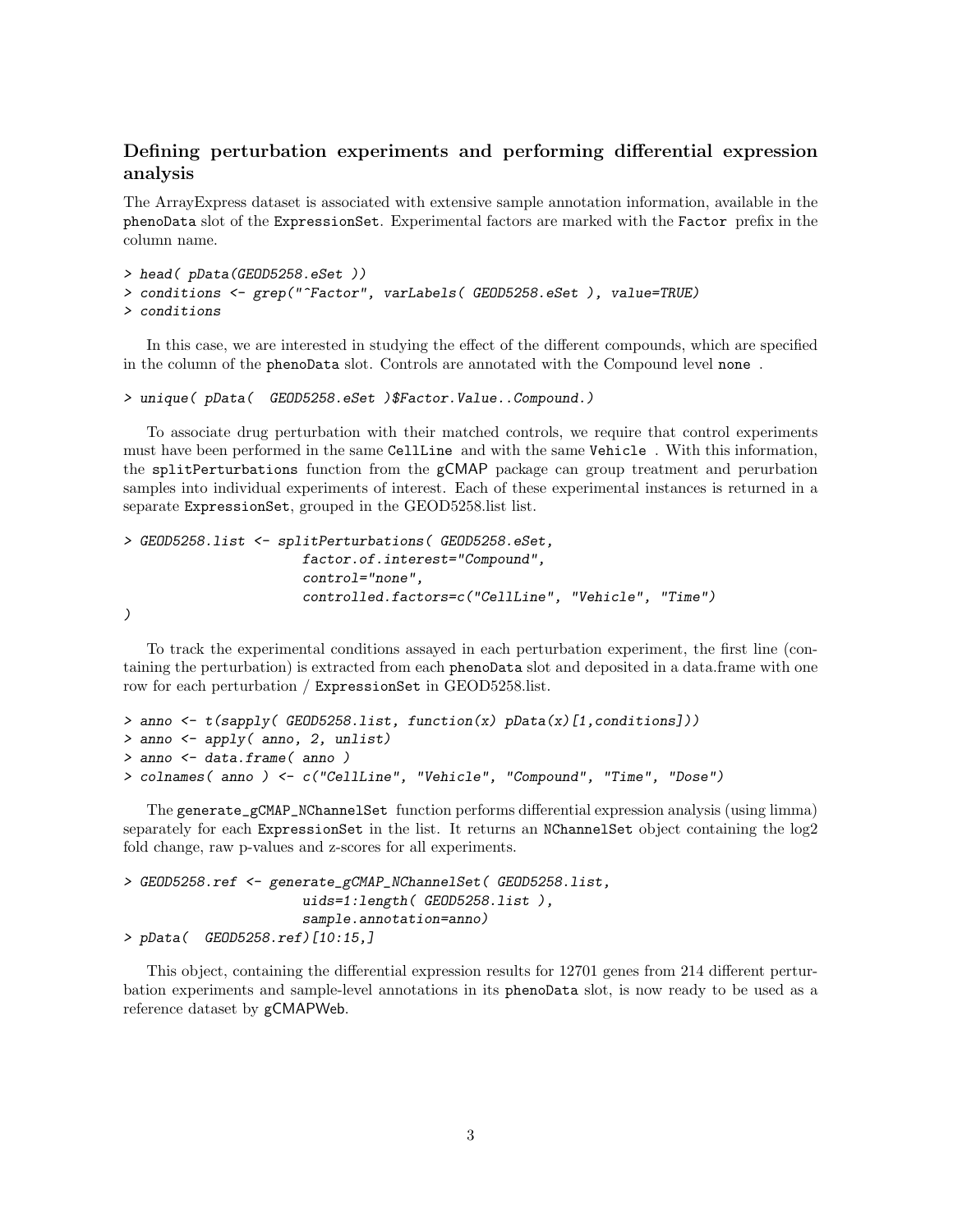### Defining perturbation experiments and performing differential expression analysis

The ArrayExpress dataset is associated with extensive sample annotation information, available in the phenoData slot of the ExpressionSet. Experimental factors are marked with the Factor prefix in the column name.

```
> head( pData(GEOD5258.eSet ))
> conditions <- grep("^Factor", varLabels( GEOD5258.eSet ), value=TRUE)
> conditions
```

In this case, we are interested in studying the effect of the different compounds, which are specified in the column of the phenoData slot. Controls are annotated with the Compound level none .

```
> unique( pData(  GEOD5258.eSet )$Factor.Value..Compound.)
```

To associate drug perturbation with their matched controls, we require that control experiments must have been performed in the same CellLine and with the same Vehicle . With this information, the splitPerturbations function from the gCMAP package can group treatment and perurbation samples into individual experiments of interest. Each of these experimental instances is returned in a separate ExpressionSet, grouped in the GEOD5258.list list.

```
> GEOD5258.list <- splitPerturbations( GEOD5258.eSet,
                      factor.of.interest="Compound",
                      control="none",
                      controlled.factors=c("CellLine", "Vehicle", "Time")
)
```

To track the experimental conditions assayed in each perturbation experiment, the first line (containing the perturbation) is extracted from each phenoData slot and deposited in a data.frame with one row for each perturbation / ExpressionSet in GEOD5258.list.

```
> anno <- t(sapply( GEOD5258.list, function(x) pData(x)[1,conditions]))
> anno <- apply( anno, 2, unlist)
> anno <- data.frame( anno )
> colnames( anno ) <- c("CellLine", "Vehicle", "Compound", "Time", "Dose")
```

The generate_gCMAP_NChannelSet function performs differential expression analysis (using limma) separately for each ExpressionSet in the list. It returns an NChannelSet object containing the log2 fold change, raw p-values and z-scores for all experiments.

```
> GEOD5258.ref <- generate_gCMAP_NChannelSet( GEOD5258.list,
                      uids=1:length( GEOD5258.list ),
                      sample.annotation=anno)
> pData(  GEOD5258.ref)[10:15,]
```

This object, containing the differential expression results for 12701 genes from 214 different perturbation experiments and sample-level annotations in its phenoData slot, is now ready to be used as a reference dataset by gCMAPWeb.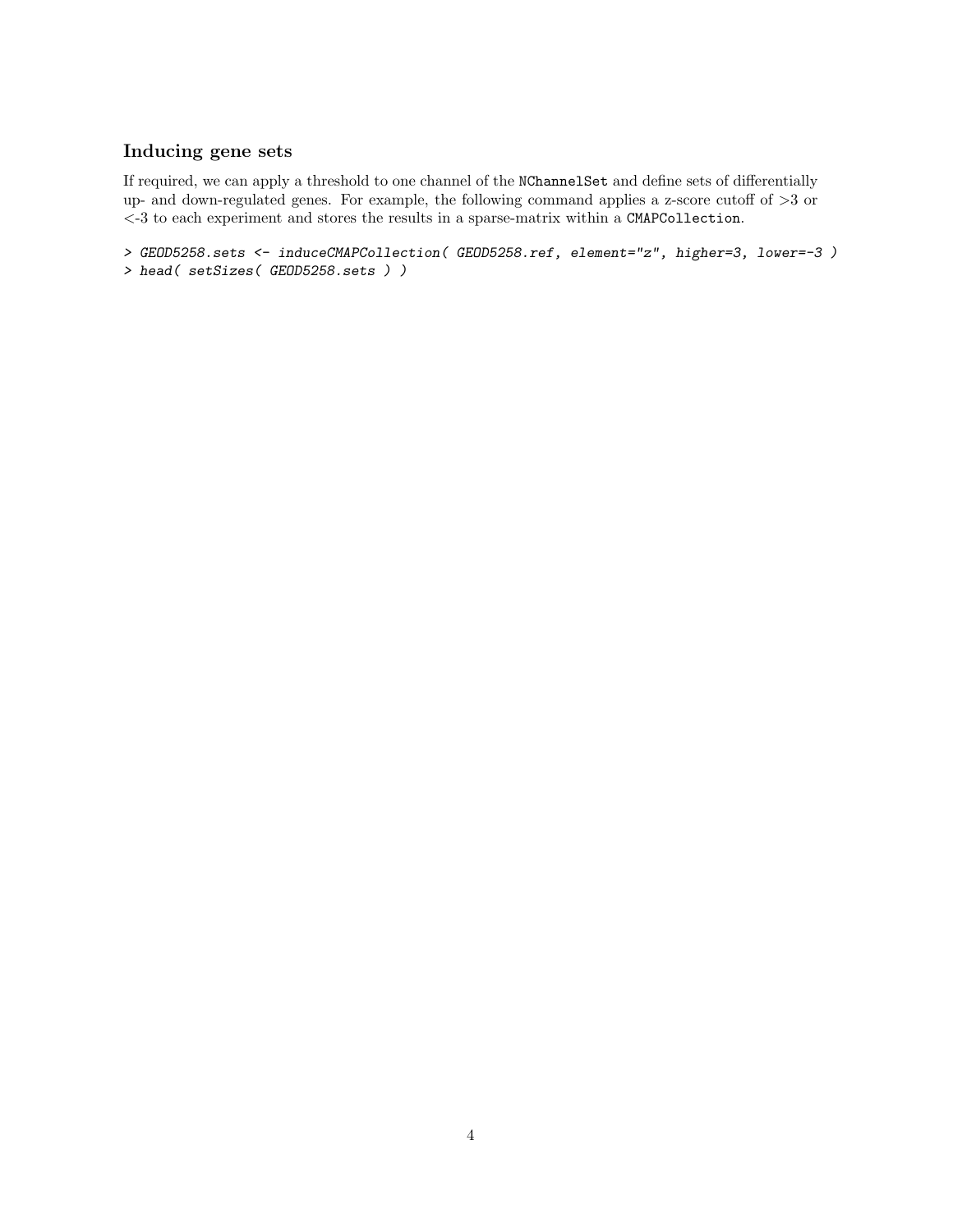### Inducing gene sets

If required, we can apply a threshold to one channel of the `NChannelSet` and define sets of differentially up- and down-regulated genes. For example, the following command applies a z-score cutoff of >3 or <-3 to each experiment and stores the results in a sparse-matrix within a `CMAPCollection`.

```
> GEOD5258.sets <- induceCMAPCollection( GEOD5258.ref, element="z", higher=3, lower=-3 )
> head( setSizes( GEOD5258.sets ) )
```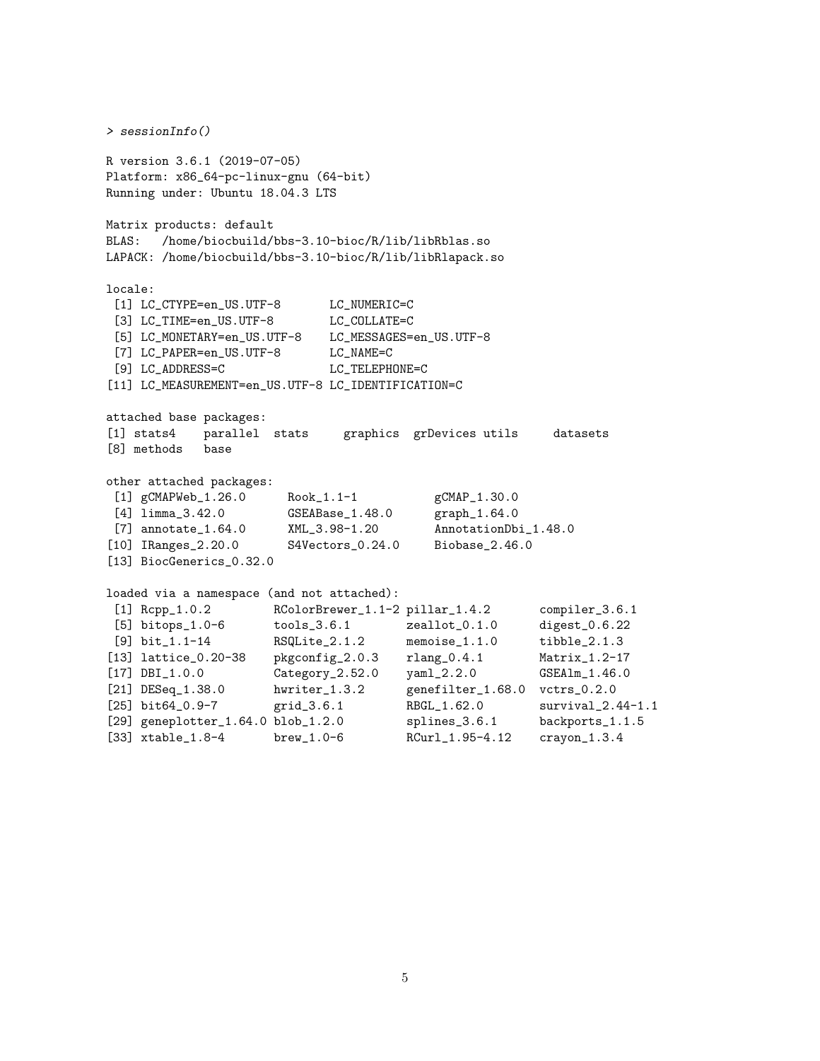```
> sessionInfo()

R version 3.6.1 (2019-07-05)
Platform: x86_64-pc-linux-gnu (64-bit)
Running under: Ubuntu 18.04.3 LTS

Matrix products: default
BLAS:   /home/biocbuild/bbs-3.10-bioc/R/lib/libRblas.so
LAPACK: /home/biocbuild/bbs-3.10-bioc/R/lib/libRlapack.so

locale:
 [1] LC_CTYPE=en_US.UTF-8       LC_NUMERIC=C
 [3] LC_TIME=en_US.UTF-8        LC_COLLATE=C
 [5] LC_MONETARY=en_US.UTF-8    LC_MESSAGES=en_US.UTF-8
 [7] LC_PAPER=en_US.UTF-8       LC_NAME=C
 [9] LC_ADDRESS=C               LC_TELEPHONE=C
[11] LC_MEASUREMENT=en_US.UTF-8 LC_IDENTIFICATION=C

attached base packages:
[1] stats4    parallel  stats     graphics  grDevices utils     datasets
[8] methods   base

other attached packages:
 [1] gCMAPWeb_1.26.0      Rook_1.1-1           gCMAP_1.30.0
 [4] limma_3.42.0         GSEABase_1.48.0      graph_1.64.0
 [7] annotate_1.64.0      XML_3.98-1.20        AnnotationDbi_1.48.0
[10] IRanges_2.20.0       S4Vectors_0.24.0     Biobase_2.46.0
[13] BiocGenerics_0.32.0

loaded via a namespace (and not attached):
 [1] Rcpp_1.0.2          RColorBrewer_1.1-2 pillar_1.4.2       compiler_3.6.1
 [5] bitops_1.0-6        tools_3.6.1        zeallot_0.1.0      digest_0.6.22
 [9] bit_1.1-14          RSQLite_2.1.2      memoise_1.1.0      tibble_2.1.3
[13] lattice_0.20-38     pkgconfig_2.0.3    rlang_0.4.1        Matrix_1.2-17
[17] DBI_1.0.0           Category_2.52.0    yaml_2.2.0         GSEAlm_1.46.0
[21] DESeq_1.38.0        hwriter_1.3.2      genefilter_1.68.0  vctrs_0.2.0
[25] bit64_0.9-7         grid_3.6.1         RBGL_1.62.0        survival_2.44-1.1
[29] geneplotter_1.64.0 blob_1.2.0          splines_3.6.1      backports_1.1.5
[33] xtable_1.8-4        brew_1.0-6         RCurl_1.95-4.12    crayon_1.3.4
```